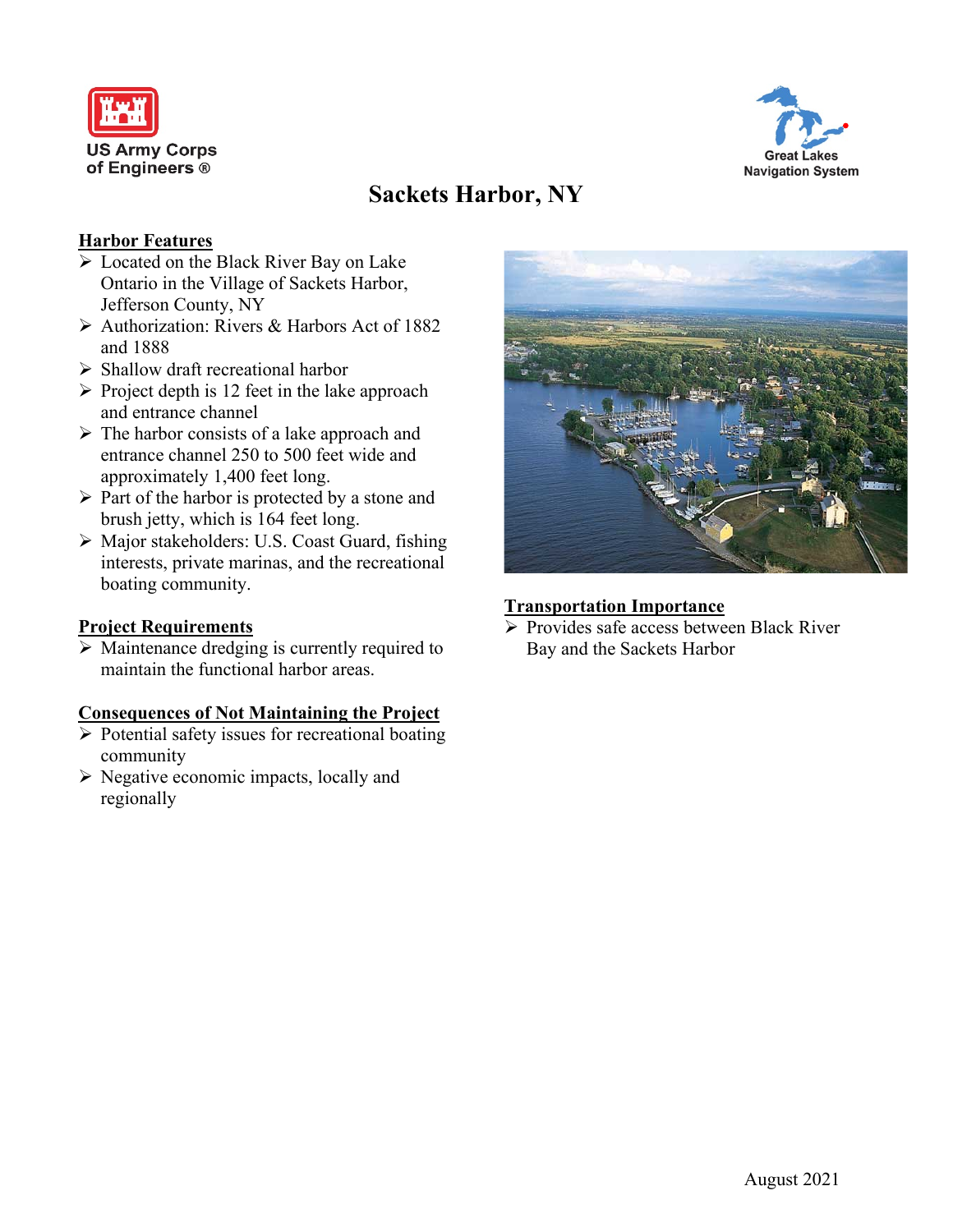US Army Corps of Engineers ®

Great Lakes Navigation System

# Sackets Harbor, NY

## Harbor Features

- Located on the Black River Bay on Lake Ontario in the Village of Sackets Harbor, Jefferson County, NY
- Authorization: Rivers & Harbors Act of 1882 and 1888
- Shallow draft recreational harbor
- Project depth is 12 feet in the lake approach and entrance channel
- The harbor consists of a lake approach and entrance channel 250 to 500 feet wide and approximately 1,400 feet long.
- Part of the harbor is protected by a stone and brush jetty, which is 164 feet long.
- Major stakeholders: U.S. Coast Guard, fishing interests, private marinas, and the recreational boating community.

## Project Requirements

- Maintenance dredging is currently required to maintain the functional harbor areas.

## Consequences of Not Maintaining the Project

- Potential safety issues for recreational boating community
- Negative economic impacts, locally and regionally

## Transportation Importance

- Provides safe access between Black River Bay and the Sackets Harbor

August 2021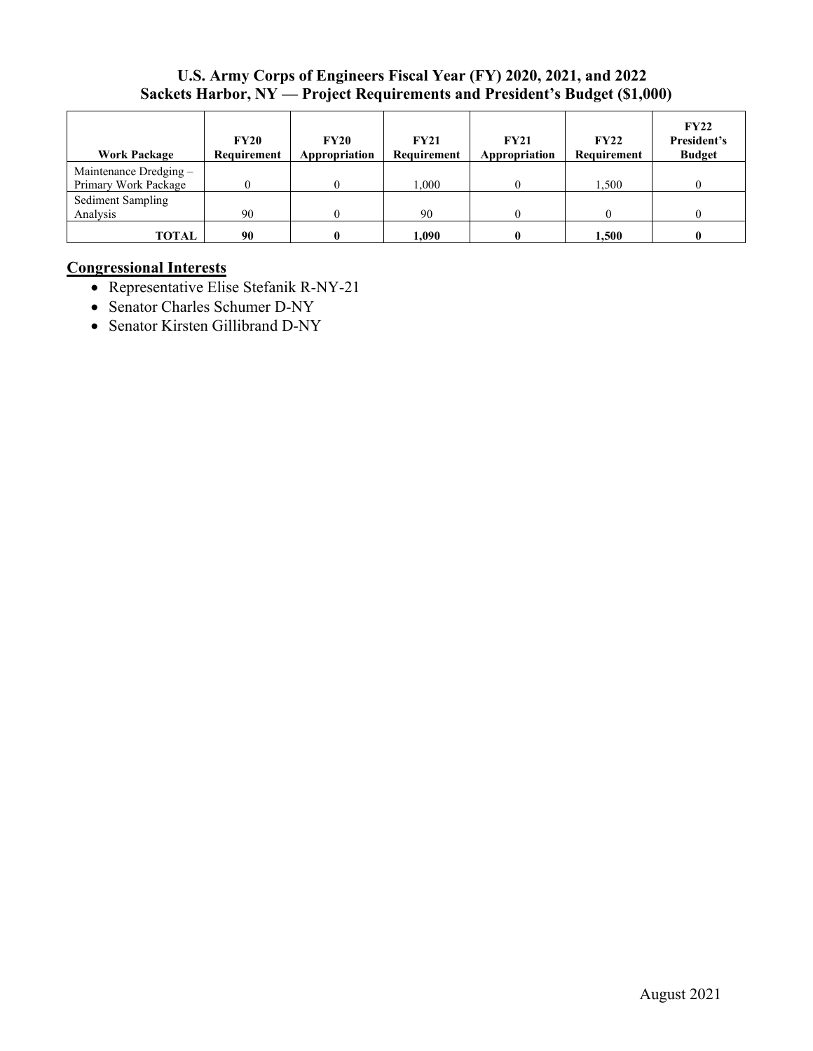## U.S. Army Corps of Engineers Fiscal Year (FY) 2020, 2021, and 2022 Sackets Harbor, NY — Project Requirements and President's Budget ($1,000)

| Work Package | FY20 Requirement | FY20 Appropriation | FY21 Requirement | FY21 Appropriation | FY22 Requirement | FY22 President's Budget |
|---|---|---|---|---|---|---|
| Maintenance Dredging – Primary Work Package | 0 | 0 | 1,000 | 0 | 1,500 | 0 |
| Sediment Sampling Analysis | 90 | 0 | 90 | 0 | 0 | 0 |
| **TOTAL** | **90** | **0** | **1,090** | **0** | **1,500** | **0** |

**Congressional Interests**

- Representative Elise Stefanik R-NY-21
- Senator Charles Schumer D-NY
- Senator Kirsten Gillibrand D-NY

August 2021